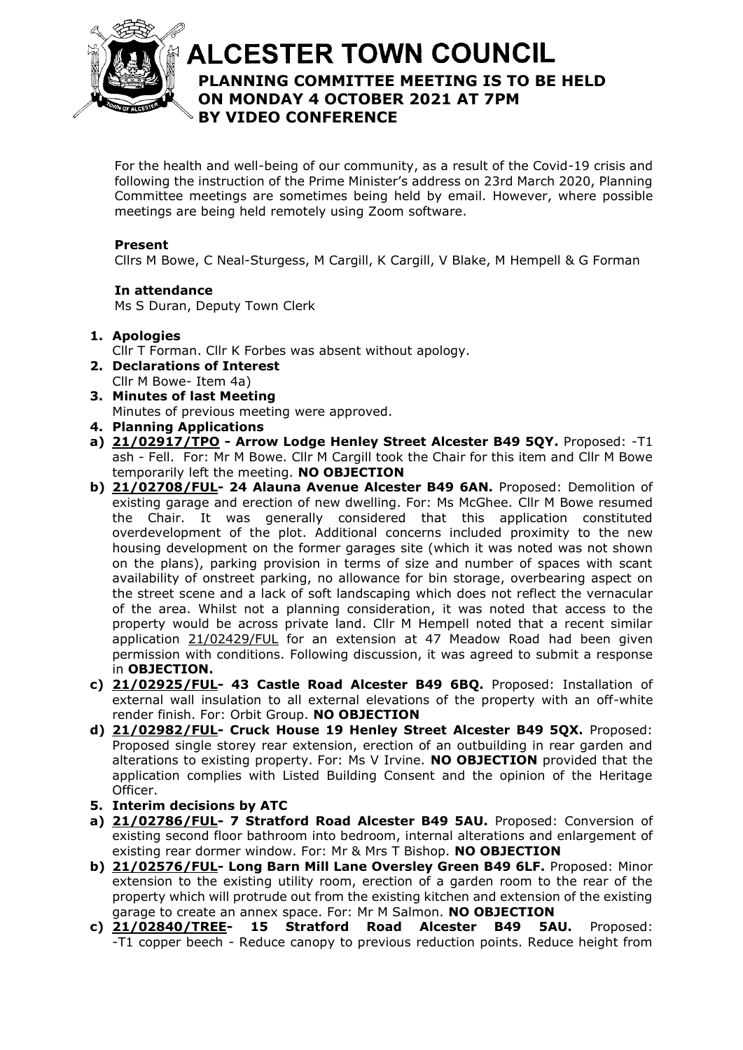# ALCESTER TOWN COUNCIL

## PLANNING COMMITTEE MEETING IS TO BE HELD ON MONDAY 4 OCTOBER 2021 AT 7PM BY VIDEO CONFERENCE

For the health and well-being of our community, as a result of the Covid-19 crisis and following the instruction of the Prime Minister's address on 23rd March 2020, Planning Committee meetings are sometimes being held by email. However, where possible meetings are being held remotely using Zoom software.

**Present**

Cllrs M Bowe, C Neal-Sturgess, M Cargill, K Cargill, V Blake, M Hempell & G Forman

**In attendance**

Ms S Duran, Deputy Town Clerk

1. **Apologies**
   Cllr T Forman. Cllr K Forbes was absent without apology.
2. **Declarations of Interest**
   Cllr M Bowe- Item 4a)
3. **Minutes of last Meeting**
   Minutes of previous meeting were approved.
4. **Planning Applications**

**a) 21/02917/TPO - Arrow Lodge Henley Street Alcester B49 5QY.** Proposed: -T1 ash - Fell. For: Mr M Bowe. Cllr M Cargill took the Chair for this item and Cllr M Bowe temporarily left the meeting. **NO OBJECTION**

**b) 21/02708/FUL- 24 Alauna Avenue Alcester B49 6AN.** Proposed: Demolition of existing garage and erection of new dwelling. For: Ms McGhee. Cllr M Bowe resumed the Chair. It was generally considered that this application constituted overdevelopment of the plot. Additional concerns included proximity to the new housing development on the former garages site (which it was noted was not shown on the plans), parking provision in terms of size and number of spaces with scant availability of onstreet parking, no allowance for bin storage, overbearing aspect on the street scene and a lack of soft landscaping which does not reflect the vernacular of the area. Whilst not a planning consideration, it was noted that access to the property would be across private land. Cllr M Hempell noted that a recent similar application 21/02429/FUL for an extension at 47 Meadow Road had been given permission with conditions. Following discussion, it was agreed to submit a response in **OBJECTION.**

**c) 21/02925/FUL- 43 Castle Road Alcester B49 6BQ.** Proposed: Installation of external wall insulation to all external elevations of the property with an off-white render finish. For: Orbit Group. **NO OBJECTION**

**d) 21/02982/FUL- Cruck House 19 Henley Street Alcester B49 5QX.** Proposed: Proposed single storey rear extension, erection of an outbuilding in rear garden and alterations to existing property. For: Ms V Irvine. **NO OBJECTION** provided that the application complies with Listed Building Consent and the opinion of the Heritage Officer.

5. **Interim decisions by ATC**

**a) 21/02786/FUL- 7 Stratford Road Alcester B49 5AU.** Proposed: Conversion of existing second floor bathroom into bedroom, internal alterations and enlargement of existing rear dormer window. For: Mr & Mrs T Bishop. **NO OBJECTION**

**b) 21/02576/FUL- Long Barn Mill Lane Oversley Green B49 6LF.** Proposed: Minor extension to the existing utility room, erection of a garden room to the rear of the property which will protrude out from the existing kitchen and extension of the existing garage to create an annex space. For: Mr M Salmon. **NO OBJECTION**

**c) 21/02840/TREE- 15 Stratford Road Alcester B49 5AU.** Proposed: -T1 copper beech - Reduce canopy to previous reduction points. Reduce height from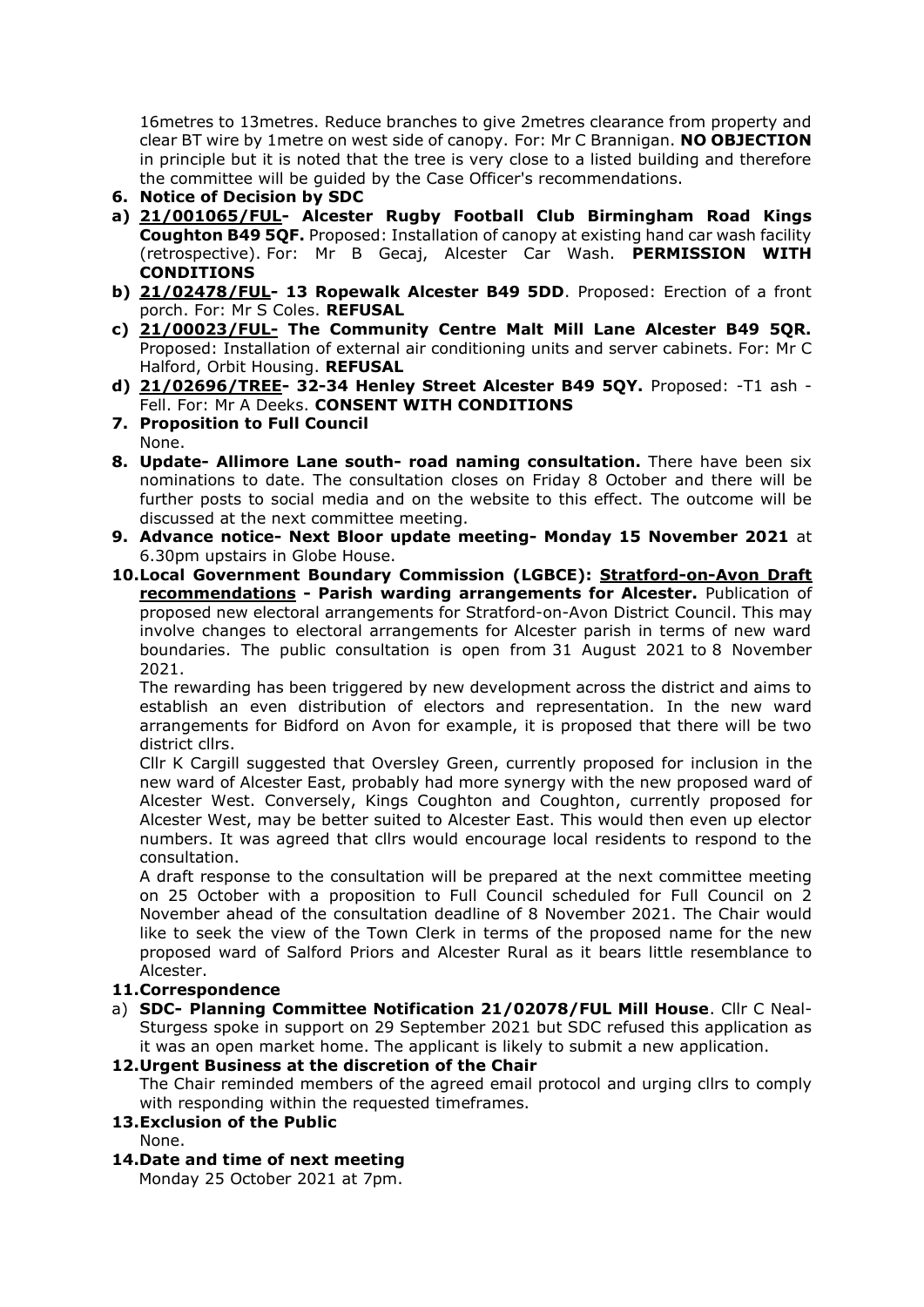16metres to 13metres. Reduce branches to give 2metres clearance from property and clear BT wire by 1metre on west side of canopy. For: Mr C Brannigan. **NO OBJECTION** in principle but it is noted that the tree is very close to a listed building and therefore the committee will be guided by the Case Officer's recommendations.

**6. Notice of Decision by SDC**

**a) 21/001065/FUL- Alcester Rugby Football Club Birmingham Road Kings Coughton B49 5QF.** Proposed: Installation of canopy at existing hand car wash facility (retrospective). For: Mr B Gecaj, Alcester Car Wash. **PERMISSION WITH CONDITIONS**

**b) 21/02478/FUL- 13 Ropewalk Alcester B49 5DD**. Proposed: Erection of a front porch. For: Mr S Coles. **REFUSAL**

**c) 21/00023/FUL- The Community Centre Malt Mill Lane Alcester B49 5QR.** Proposed: Installation of external air conditioning units and server cabinets. For: Mr C Halford, Orbit Housing. **REFUSAL**

**d) 21/02696/TREE- 32-34 Henley Street Alcester B49 5QY.** Proposed: -T1 ash - Fell. For: Mr A Deeks. **CONSENT WITH CONDITIONS**

**7. Proposition to Full Council**

None.

**8. Update- Allimore Lane south- road naming consultation.** There have been six nominations to date. The consultation closes on Friday 8 October and there will be further posts to social media and on the website to this effect. The outcome will be discussed at the next committee meeting.

**9. Advance notice- Next Bloor update meeting- Monday 15 November 2021** at 6.30pm upstairs in Globe House.

**10. Local Government Boundary Commission (LGBCE): Stratford-on-Avon Draft recommendations - Parish warding arrangements for Alcester.** Publication of proposed new electoral arrangements for Stratford-on-Avon District Council. This may involve changes to electoral arrangements for Alcester parish in terms of new ward boundaries. The public consultation is open from 31 August 2021 to 8 November 2021.

The rewarding has been triggered by new development across the district and aims to establish an even distribution of electors and representation. In the new ward arrangements for Bidford on Avon for example, it is proposed that there will be two district cllrs.

Cllr K Cargill suggested that Oversley Green, currently proposed for inclusion in the new ward of Alcester East, probably had more synergy with the new proposed ward of Alcester West. Conversely, Kings Coughton and Coughton, currently proposed for Alcester West, may be better suited to Alcester East. This would then even up elector numbers. It was agreed that cllrs would encourage local residents to respond to the consultation.

A draft response to the consultation will be prepared at the next committee meeting on 25 October with a proposition to Full Council scheduled for Full Council on 2 November ahead of the consultation deadline of 8 November 2021. The Chair would like to seek the view of the Town Clerk in terms of the proposed name for the new proposed ward of Salford Priors and Alcester Rural as it bears little resemblance to Alcester.

**11. Correspondence**

a) **SDC- Planning Committee Notification 21/02078/FUL Mill House**. Cllr C Neal-Sturgess spoke in support on 29 September 2021 but SDC refused this application as it was an open market home. The applicant is likely to submit a new application.

**12. Urgent Business at the discretion of the Chair**

The Chair reminded members of the agreed email protocol and urging cllrs to comply with responding within the requested timeframes.

**13. Exclusion of the Public**

None.

**14. Date and time of next meeting**

Monday 25 October 2021 at 7pm.